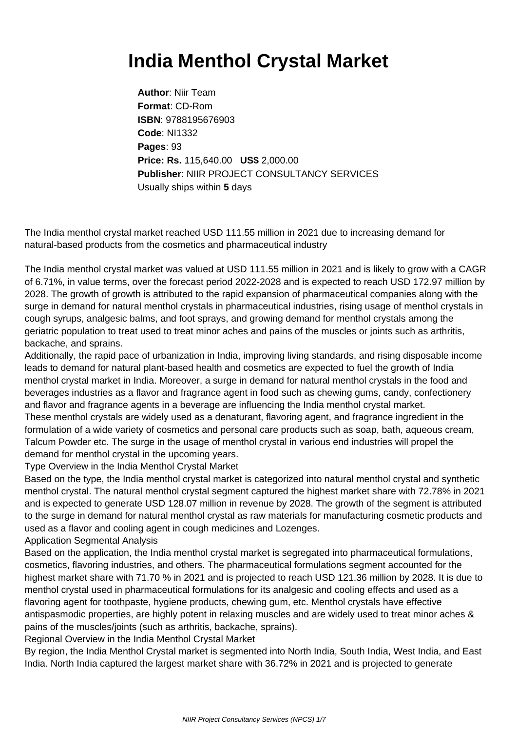# India Menthol Crystal Market

**Author**: Niir Team
**Format**: CD-Rom
**ISBN**: 9788195676903
**Code**: NI1332
**Pages**: 93
**Price: Rs.** 115,640.00 **US$** 2,000.00
**Publisher**: NIIR PROJECT CONSULTANCY SERVICES
Usually ships within **5** days

The India menthol crystal market reached USD 111.55 million in 2021 due to increasing demand for natural-based products from the cosmetics and pharmaceutical industry

The India menthol crystal market was valued at USD 111.55 million in 2021 and is likely to grow with a CAGR of 6.71%, in value terms, over the forecast period 2022-2028 and is expected to reach USD 172.97 million by 2028. The growth of growth is attributed to the rapid expansion of pharmaceutical companies along with the surge in demand for natural menthol crystals in pharmaceutical industries, rising usage of menthol crystals in cough syrups, analgesic balms, and foot sprays, and growing demand for menthol crystals among the geriatric population to treat used to treat minor aches and pains of the muscles or joints such as arthritis, backache, and sprains.
Additionally, the rapid pace of urbanization in India, improving living standards, and rising disposable income leads to demand for natural plant-based health and cosmetics are expected to fuel the growth of India menthol crystal market in India. Moreover, a surge in demand for natural menthol crystals in the food and beverages industries as a flavor and fragrance agent in food such as chewing gums, candy, confectionery and flavor and fragrance agents in a beverage are influencing the India menthol crystal market.
These menthol crystals are widely used as a denaturant, flavoring agent, and fragrance ingredient in the formulation of a wide variety of cosmetics and personal care products such as soap, bath, aqueous cream, Talcum Powder etc. The surge in the usage of menthol crystal in various end industries will propel the demand for menthol crystal in the upcoming years.

Type Overview in the India Menthol Crystal Market

Based on the type, the India menthol crystal market is categorized into natural menthol crystal and synthetic menthol crystal. The natural menthol crystal segment captured the highest market share with 72.78% in 2021 and is expected to generate USD 128.07 million in revenue by 2028. The growth of the segment is attributed to the surge in demand for natural menthol crystal as raw materials for manufacturing cosmetic products and used as a flavor and cooling agent in cough medicines and Lozenges.

Application Segmental Analysis

Based on the application, the India menthol crystal market is segregated into pharmaceutical formulations, cosmetics, flavoring industries, and others. The pharmaceutical formulations segment accounted for the highest market share with 71.70 % in 2021 and is projected to reach USD 121.36 million by 2028. It is due to menthol crystal used in pharmaceutical formulations for its analgesic and cooling effects and used as a flavoring agent for toothpaste, hygiene products, chewing gum, etc. Menthol crystals have effective antispasmodic properties, are highly potent in relaxing muscles and are widely used to treat minor aches & pains of the muscles/joints (such as arthritis, backache, sprains).

Regional Overview in the India Menthol Crystal Market

By region, the India Menthol Crystal market is segmented into North India, South India, West India, and East India. North India captured the largest market share with 36.72% in 2021 and is projected to generate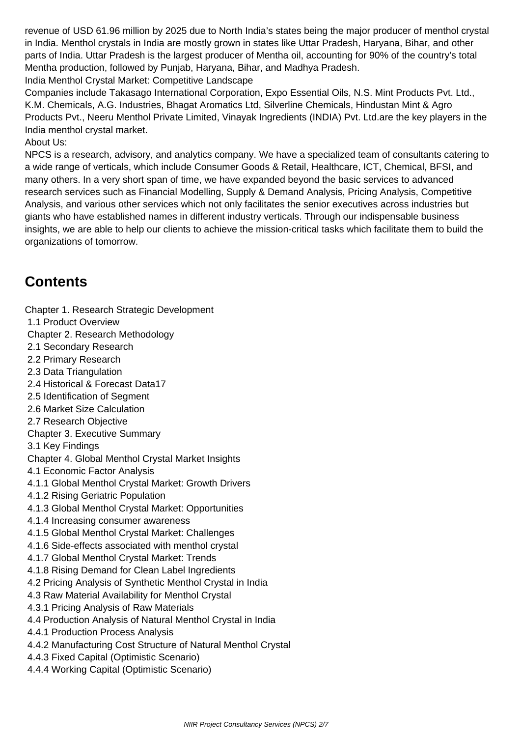revenue of USD 61.96 million by 2025 due to North India's states being the major producer of menthol crystal in India. Menthol crystals in India are mostly grown in states like Uttar Pradesh, Haryana, Bihar, and other parts of India. Uttar Pradesh is the largest producer of Mentha oil, accounting for 90% of the country's total Mentha production, followed by Punjab, Haryana, Bihar, and Madhya Pradesh.

India Menthol Crystal Market: Competitive Landscape

Companies include Takasago International Corporation, Expo Essential Oils, N.S. Mint Products Pvt. Ltd., K.M. Chemicals, A.G. Industries, Bhagat Aromatics Ltd, Silverline Chemicals, Hindustan Mint & Agro Products Pvt., Neeru Menthol Private Limited, Vinayak Ingredients (INDIA) Pvt. Ltd.are the key players in the India menthol crystal market.

About Us:

NPCS is a research, advisory, and analytics company. We have a specialized team of consultants catering to a wide range of verticals, which include Consumer Goods & Retail, Healthcare, ICT, Chemical, BFSI, and many others. In a very short span of time, we have expanded beyond the basic services to advanced research services such as Financial Modelling, Supply & Demand Analysis, Pricing Analysis, Competitive Analysis, and various other services which not only facilitates the senior executives across industries but giants who have established names in different industry verticals. Through our indispensable business insights, we are able to help our clients to achieve the mission-critical tasks which facilitate them to build the organizations of tomorrow.

## Contents

Chapter 1. Research Strategic Development
1.1 Product Overview
Chapter 2. Research Methodology
2.1 Secondary Research
2.2 Primary Research
2.3 Data Triangulation
2.4 Historical & Forecast Data17
2.5 Identification of Segment
2.6 Market Size Calculation
2.7 Research Objective
Chapter 3. Executive Summary
3.1 Key Findings
Chapter 4. Global Menthol Crystal Market Insights
4.1 Economic Factor Analysis
4.1.1 Global Menthol Crystal Market: Growth Drivers
4.1.2 Rising Geriatric Population
4.1.3 Global Menthol Crystal Market: Opportunities
4.1.4 Increasing consumer awareness
4.1.5 Global Menthol Crystal Market: Challenges
4.1.6 Side-effects associated with menthol crystal
4.1.7 Global Menthol Crystal Market: Trends
4.1.8 Rising Demand for Clean Label Ingredients
4.2 Pricing Analysis of Synthetic Menthol Crystal in India
4.3 Raw Material Availability for Menthol Crystal
4.3.1 Pricing Analysis of Raw Materials
4.4 Production Analysis of Natural Menthol Crystal in India
4.4.1 Production Process Analysis
4.4.2 Manufacturing Cost Structure of Natural Menthol Crystal
4.4.3 Fixed Capital (Optimistic Scenario)
4.4.4 Working Capital (Optimistic Scenario)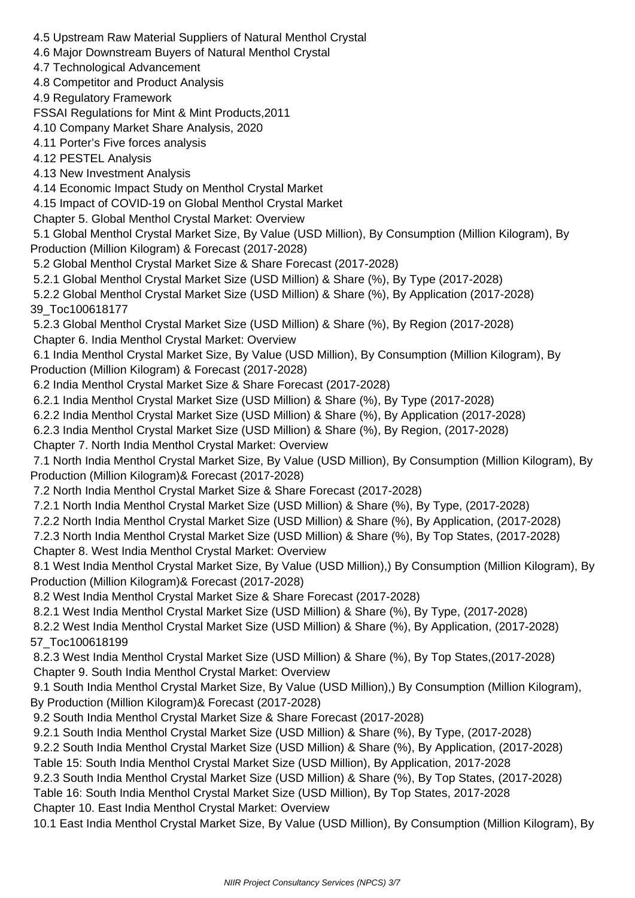4.5 Upstream Raw Material Suppliers of Natural Menthol Crystal

4.6 Major Downstream Buyers of Natural Menthol Crystal

4.7 Technological Advancement

4.8 Competitor and Product Analysis

4.9 Regulatory Framework

FSSAI Regulations for Mint & Mint Products,2011

4.10 Company Market Share Analysis, 2020

4.11 Porter's Five forces analysis

4.12 PESTEL Analysis

4.13 New Investment Analysis

4.14 Economic Impact Study on Menthol Crystal Market

4.15 Impact of COVID-19 on Global Menthol Crystal Market

Chapter 5. Global Menthol Crystal Market: Overview

5.1 Global Menthol Crystal Market Size, By Value (USD Million), By Consumption (Million Kilogram), By Production (Million Kilogram) & Forecast (2017-2028)

5.2 Global Menthol Crystal Market Size & Share Forecast (2017-2028)

5.2.1 Global Menthol Crystal Market Size (USD Million) & Share (%), By Type (2017-2028)

5.2.2 Global Menthol Crystal Market Size (USD Million) & Share (%), By Application (2017-2028)
39_Toc100618177

5.2.3 Global Menthol Crystal Market Size (USD Million) & Share (%), By Region (2017-2028)

Chapter 6. India Menthol Crystal Market: Overview

6.1 India Menthol Crystal Market Size, By Value (USD Million), By Consumption (Million Kilogram), By Production (Million Kilogram) & Forecast (2017-2028)

6.2 India Menthol Crystal Market Size & Share Forecast (2017-2028)

6.2.1 India Menthol Crystal Market Size (USD Million) & Share (%), By Type (2017-2028)

6.2.2 India Menthol Crystal Market Size (USD Million) & Share (%), By Application (2017-2028)

6.2.3 India Menthol Crystal Market Size (USD Million) & Share (%), By Region, (2017-2028)

Chapter 7. North India Menthol Crystal Market: Overview

7.1 North India Menthol Crystal Market Size, By Value (USD Million), By Consumption (Million Kilogram), By Production (Million Kilogram)& Forecast (2017-2028)

7.2 North India Menthol Crystal Market Size & Share Forecast (2017-2028)

7.2.1 North India Menthol Crystal Market Size (USD Million) & Share (%), By Type, (2017-2028)

7.2.2 North India Menthol Crystal Market Size (USD Million) & Share (%), By Application, (2017-2028)

7.2.3 North India Menthol Crystal Market Size (USD Million) & Share (%), By Top States, (2017-2028)

Chapter 8. West India Menthol Crystal Market: Overview

8.1 West India Menthol Crystal Market Size, By Value (USD Million),) By Consumption (Million Kilogram), By Production (Million Kilogram)& Forecast (2017-2028)

8.2 West India Menthol Crystal Market Size & Share Forecast (2017-2028)

8.2.1 West India Menthol Crystal Market Size (USD Million) & Share (%), By Type, (2017-2028)

8.2.2 West India Menthol Crystal Market Size (USD Million) & Share (%), By Application, (2017-2028)
57_Toc100618199

8.2.3 West India Menthol Crystal Market Size (USD Million) & Share (%), By Top States,(2017-2028)

Chapter 9. South India Menthol Crystal Market: Overview

9.1 South India Menthol Crystal Market Size, By Value (USD Million),) By Consumption (Million Kilogram), By Production (Million Kilogram)& Forecast (2017-2028)

9.2 South India Menthol Crystal Market Size & Share Forecast (2017-2028)

9.2.1 South India Menthol Crystal Market Size (USD Million) & Share (%), By Type, (2017-2028)

9.2.2 South India Menthol Crystal Market Size (USD Million) & Share (%), By Application, (2017-2028)

Table 15: South India Menthol Crystal Market Size (USD Million), By Application, 2017-2028

9.2.3 South India Menthol Crystal Market Size (USD Million) & Share (%), By Top States, (2017-2028)

Table 16: South India Menthol Crystal Market Size (USD Million), By Top States, 2017-2028

Chapter 10. East India Menthol Crystal Market: Overview

10.1 East India Menthol Crystal Market Size, By Value (USD Million), By Consumption (Million Kilogram), By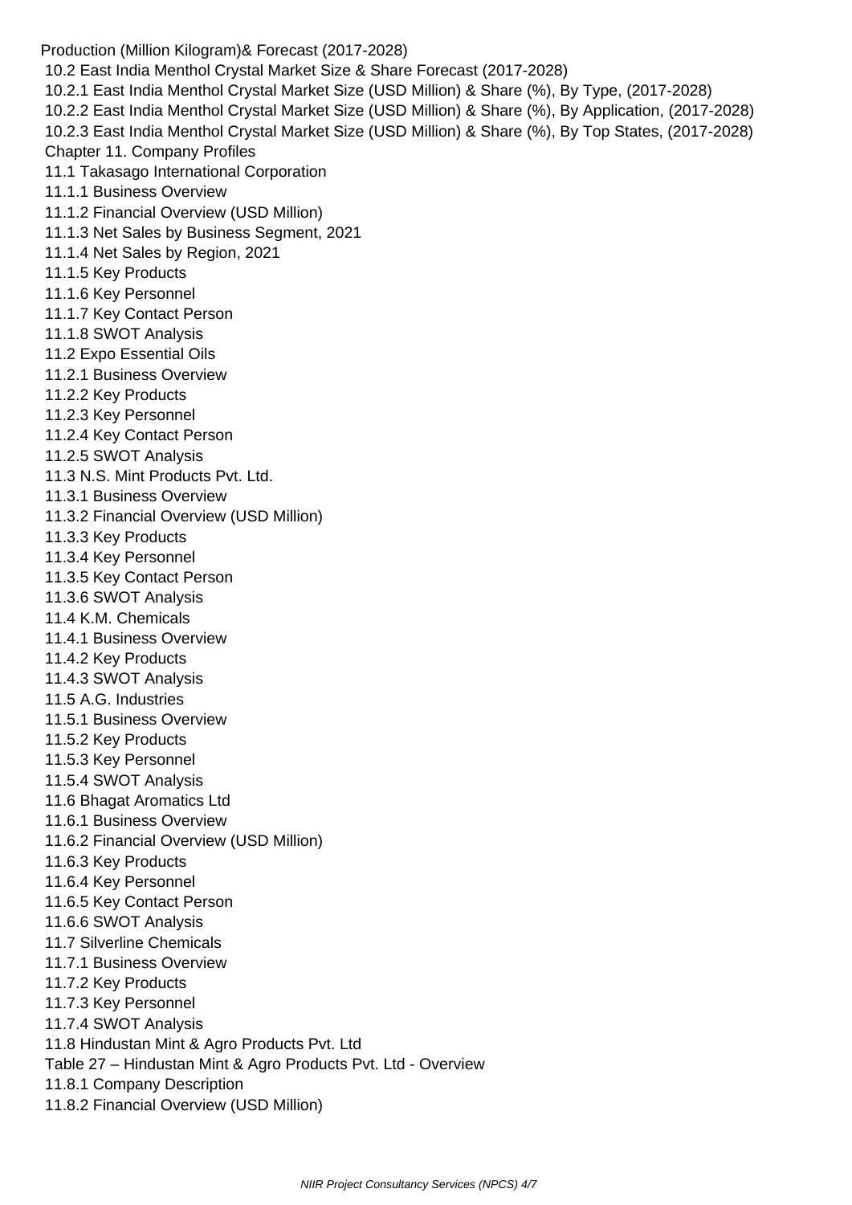Production (Million Kilogram)& Forecast (2017-2028)

10.2 East India Menthol Crystal Market Size & Share Forecast (2017-2028)

10.2.1 East India Menthol Crystal Market Size (USD Million) & Share (%), By Type, (2017-2028)

10.2.2 East India Menthol Crystal Market Size (USD Million) & Share (%), By Application, (2017-2028)

10.2.3 East India Menthol Crystal Market Size (USD Million) & Share (%), By Top States, (2017-2028)

Chapter 11. Company Profiles

11.1 Takasago International Corporation

11.1.1 Business Overview

11.1.2 Financial Overview (USD Million)

11.1.3 Net Sales by Business Segment, 2021

11.1.4 Net Sales by Region, 2021

11.1.5 Key Products

11.1.6 Key Personnel

11.1.7 Key Contact Person

11.1.8 SWOT Analysis

11.2 Expo Essential Oils

11.2.1 Business Overview

11.2.2 Key Products

11.2.3 Key Personnel

11.2.4 Key Contact Person

11.2.5 SWOT Analysis

11.3 N.S. Mint Products Pvt. Ltd.

11.3.1 Business Overview

11.3.2 Financial Overview (USD Million)

11.3.3 Key Products

11.3.4 Key Personnel

11.3.5 Key Contact Person

11.3.6 SWOT Analysis

11.4 K.M. Chemicals

11.4.1 Business Overview

11.4.2 Key Products

11.4.3 SWOT Analysis

11.5 A.G. Industries

11.5.1 Business Overview

11.5.2 Key Products

11.5.3 Key Personnel

11.5.4 SWOT Analysis

11.6 Bhagat Aromatics Ltd

11.6.1 Business Overview

11.6.2 Financial Overview (USD Million)

11.6.3 Key Products

11.6.4 Key Personnel

11.6.5 Key Contact Person

11.6.6 SWOT Analysis

11.7 Silverline Chemicals

11.7.1 Business Overview

11.7.2 Key Products

11.7.3 Key Personnel

11.7.4 SWOT Analysis

11.8 Hindustan Mint & Agro Products Pvt. Ltd

Table 27 – Hindustan Mint & Agro Products Pvt. Ltd - Overview

11.8.1 Company Description

11.8.2 Financial Overview (USD Million)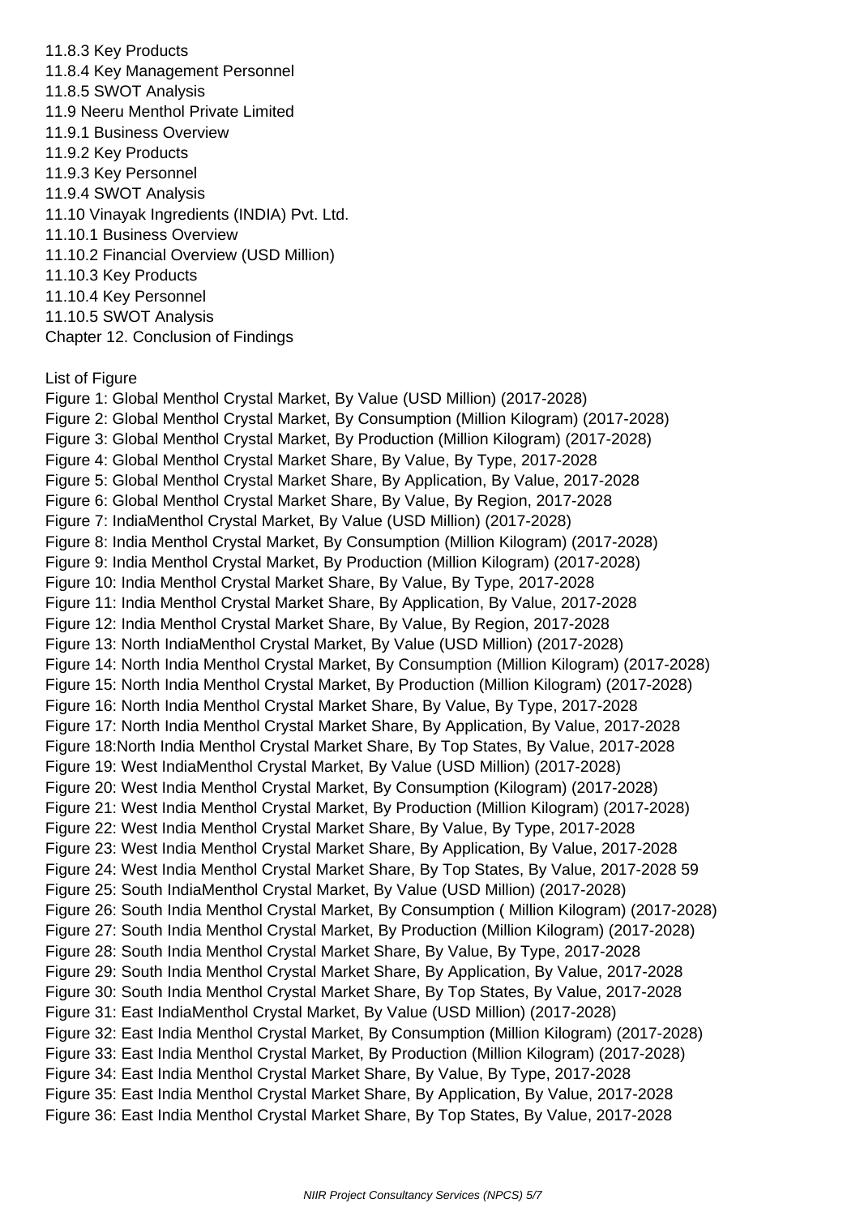11.8.3 Key Products
11.8.4 Key Management Personnel
11.8.5 SWOT Analysis
11.9 Neeru Menthol Private Limited
11.9.1 Business Overview
11.9.2 Key Products
11.9.3 Key Personnel
11.9.4 SWOT Analysis
11.10 Vinayak Ingredients (INDIA) Pvt. Ltd.
11.10.1 Business Overview
11.10.2 Financial Overview (USD Million)
11.10.3 Key Products
11.10.4 Key Personnel
11.10.5 SWOT Analysis
Chapter 12. Conclusion of Findings

List of Figure

Figure 1: Global Menthol Crystal Market, By Value (USD Million) (2017-2028)
Figure 2: Global Menthol Crystal Market, By Consumption (Million Kilogram) (2017-2028)
Figure 3: Global Menthol Crystal Market, By Production (Million Kilogram) (2017-2028)
Figure 4: Global Menthol Crystal Market Share, By Value, By Type, 2017-2028
Figure 5: Global Menthol Crystal Market Share, By Application, By Value, 2017-2028
Figure 6: Global Menthol Crystal Market Share, By Value, By Region, 2017-2028
Figure 7: IndiaMenthol Crystal Market, By Value (USD Million) (2017-2028)
Figure 8: India Menthol Crystal Market, By Consumption (Million Kilogram) (2017-2028)
Figure 9: India Menthol Crystal Market, By Production (Million Kilogram) (2017-2028)
Figure 10: India Menthol Crystal Market Share, By Value, By Type, 2017-2028
Figure 11: India Menthol Crystal Market Share, By Application, By Value, 2017-2028
Figure 12: India Menthol Crystal Market Share, By Value, By Region, 2017-2028
Figure 13: North IndiaMenthol Crystal Market, By Value (USD Million) (2017-2028)
Figure 14: North India Menthol Crystal Market, By Consumption (Million Kilogram) (2017-2028)
Figure 15: North India Menthol Crystal Market, By Production (Million Kilogram) (2017-2028)
Figure 16: North India Menthol Crystal Market Share, By Value, By Type, 2017-2028
Figure 17: North India Menthol Crystal Market Share, By Application, By Value, 2017-2028
Figure 18:North India Menthol Crystal Market Share, By Top States, By Value, 2017-2028
Figure 19: West IndiaMenthol Crystal Market, By Value (USD Million) (2017-2028)
Figure 20: West India Menthol Crystal Market, By Consumption (Kilogram) (2017-2028)
Figure 21: West India Menthol Crystal Market, By Production (Million Kilogram) (2017-2028)
Figure 22: West India Menthol Crystal Market Share, By Value, By Type, 2017-2028
Figure 23: West India Menthol Crystal Market Share, By Application, By Value, 2017-2028
Figure 24: West India Menthol Crystal Market Share, By Top States, By Value, 2017-2028 59
Figure 25: South IndiaMenthol Crystal Market, By Value (USD Million) (2017-2028)
Figure 26: South India Menthol Crystal Market, By Consumption ( Million Kilogram) (2017-2028)
Figure 27: South India Menthol Crystal Market, By Production (Million Kilogram) (2017-2028)
Figure 28: South India Menthol Crystal Market Share, By Value, By Type, 2017-2028
Figure 29: South India Menthol Crystal Market Share, By Application, By Value, 2017-2028
Figure 30: South India Menthol Crystal Market Share, By Top States, By Value, 2017-2028
Figure 31: East IndiaMenthol Crystal Market, By Value (USD Million) (2017-2028)
Figure 32: East India Menthol Crystal Market, By Consumption (Million Kilogram) (2017-2028)
Figure 33: East India Menthol Crystal Market, By Production (Million Kilogram) (2017-2028)
Figure 34: East India Menthol Crystal Market Share, By Value, By Type, 2017-2028
Figure 35: East India Menthol Crystal Market Share, By Application, By Value, 2017-2028
Figure 36: East India Menthol Crystal Market Share, By Top States, By Value, 2017-2028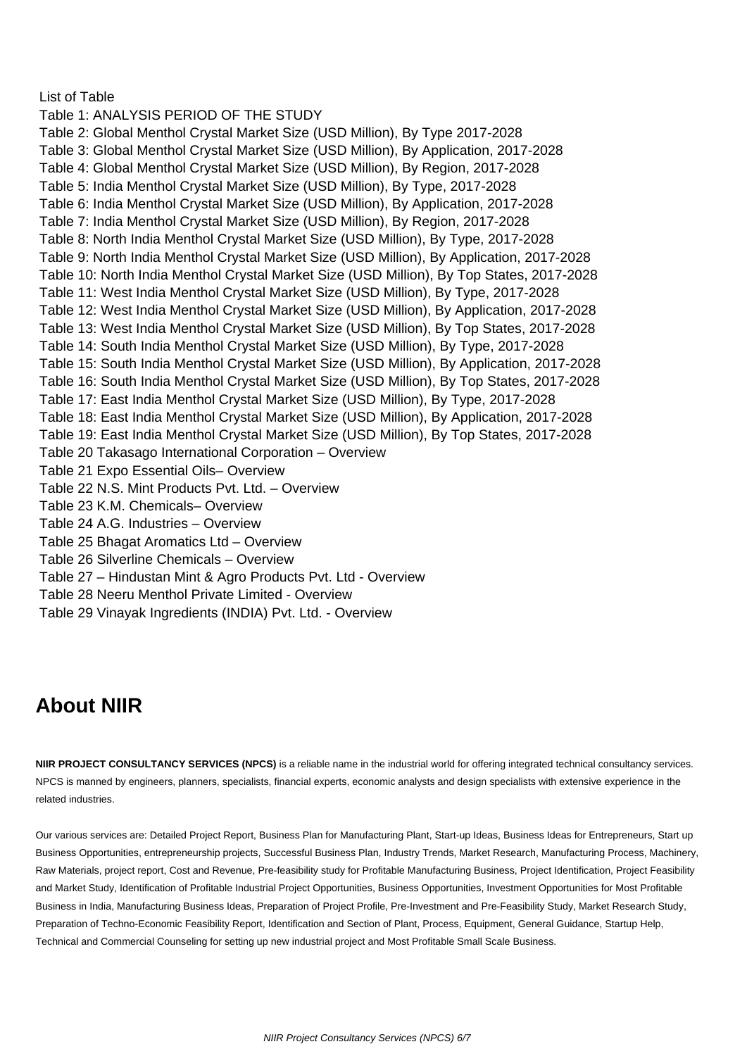List of Table

Table 1: ANALYSIS PERIOD OF THE STUDY
Table 2: Global Menthol Crystal Market Size (USD Million), By Type 2017-2028
Table 3: Global Menthol Crystal Market Size (USD Million), By Application, 2017-2028
Table 4: Global Menthol Crystal Market Size (USD Million), By Region, 2017-2028
Table 5: India Menthol Crystal Market Size (USD Million), By Type, 2017-2028
Table 6: India Menthol Crystal Market Size (USD Million), By Application, 2017-2028
Table 7: India Menthol Crystal Market Size (USD Million), By Region, 2017-2028
Table 8: North India Menthol Crystal Market Size (USD Million), By Type, 2017-2028
Table 9: North India Menthol Crystal Market Size (USD Million), By Application, 2017-2028
Table 10: North India Menthol Crystal Market Size (USD Million), By Top States, 2017-2028
Table 11: West India Menthol Crystal Market Size (USD Million), By Type, 2017-2028
Table 12: West India Menthol Crystal Market Size (USD Million), By Application, 2017-2028
Table 13: West India Menthol Crystal Market Size (USD Million), By Top States, 2017-2028
Table 14: South India Menthol Crystal Market Size (USD Million), By Type, 2017-2028
Table 15: South India Menthol Crystal Market Size (USD Million), By Application, 2017-2028
Table 16: South India Menthol Crystal Market Size (USD Million), By Top States, 2017-2028
Table 17: East India Menthol Crystal Market Size (USD Million), By Type, 2017-2028
Table 18: East India Menthol Crystal Market Size (USD Million), By Application, 2017-2028
Table 19: East India Menthol Crystal Market Size (USD Million), By Top States, 2017-2028
Table 20 Takasago International Corporation – Overview
Table 21 Expo Essential Oils– Overview
Table 22 N.S. Mint Products Pvt. Ltd. – Overview
Table 23 K.M. Chemicals– Overview
Table 24 A.G. Industries – Overview
Table 25 Bhagat Aromatics Ltd – Overview
Table 26 Silverline Chemicals – Overview
Table 27 – Hindustan Mint & Agro Products Pvt. Ltd - Overview
Table 28 Neeru Menthol Private Limited - Overview
Table 29 Vinayak Ingredients (INDIA) Pvt. Ltd. - Overview

## About NIIR

**NIIR PROJECT CONSULTANCY SERVICES (NPCS)** is a reliable name in the industrial world for offering integrated technical consultancy services. NPCS is manned by engineers, planners, specialists, financial experts, economic analysts and design specialists with extensive experience in the related industries.

Our various services are: Detailed Project Report, Business Plan for Manufacturing Plant, Start-up Ideas, Business Ideas for Entrepreneurs, Start up Business Opportunities, entrepreneurship projects, Successful Business Plan, Industry Trends, Market Research, Manufacturing Process, Machinery, Raw Materials, project report, Cost and Revenue, Pre-feasibility study for Profitable Manufacturing Business, Project Identification, Project Feasibility and Market Study, Identification of Profitable Industrial Project Opportunities, Business Opportunities, Investment Opportunities for Most Profitable Business in India, Manufacturing Business Ideas, Preparation of Project Profile, Pre-Investment and Pre-Feasibility Study, Market Research Study, Preparation of Techno-Economic Feasibility Report, Identification and Section of Plant, Process, Equipment, General Guidance, Startup Help, Technical and Commercial Counseling for setting up new industrial project and Most Profitable Small Scale Business.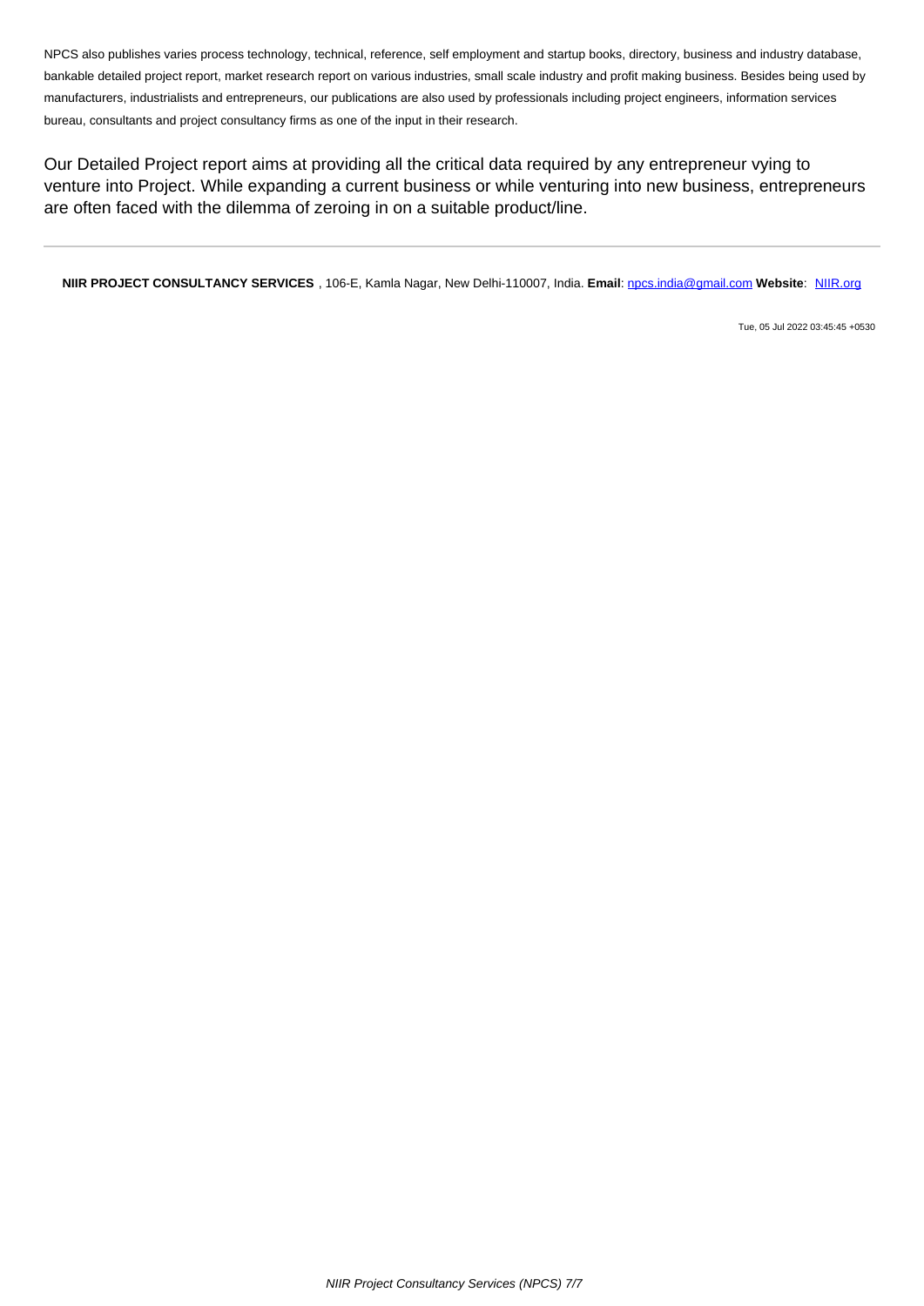NPCS also publishes varies process technology, technical, reference, self employment and startup books, directory, business and industry database, bankable detailed project report, market research report on various industries, small scale industry and profit making business. Besides being used by manufacturers, industrialists and entrepreneurs, our publications are also used by professionals including project engineers, information services bureau, consultants and project consultancy firms as one of the input in their research.

Our Detailed Project report aims at providing all the critical data required by any entrepreneur vying to venture into Project. While expanding a current business or while venturing into new business, entrepreneurs are often faced with the dilemma of zeroing in on a suitable product/line.

---

**NIIR PROJECT CONSULTANCY SERVICES** , 106-E, Kamla Nagar, New Delhi-110007, India. **Email**: npcs.india@gmail.com **Website**: NIIR.org

Tue, 05 Jul 2022 03:45:45 +0530